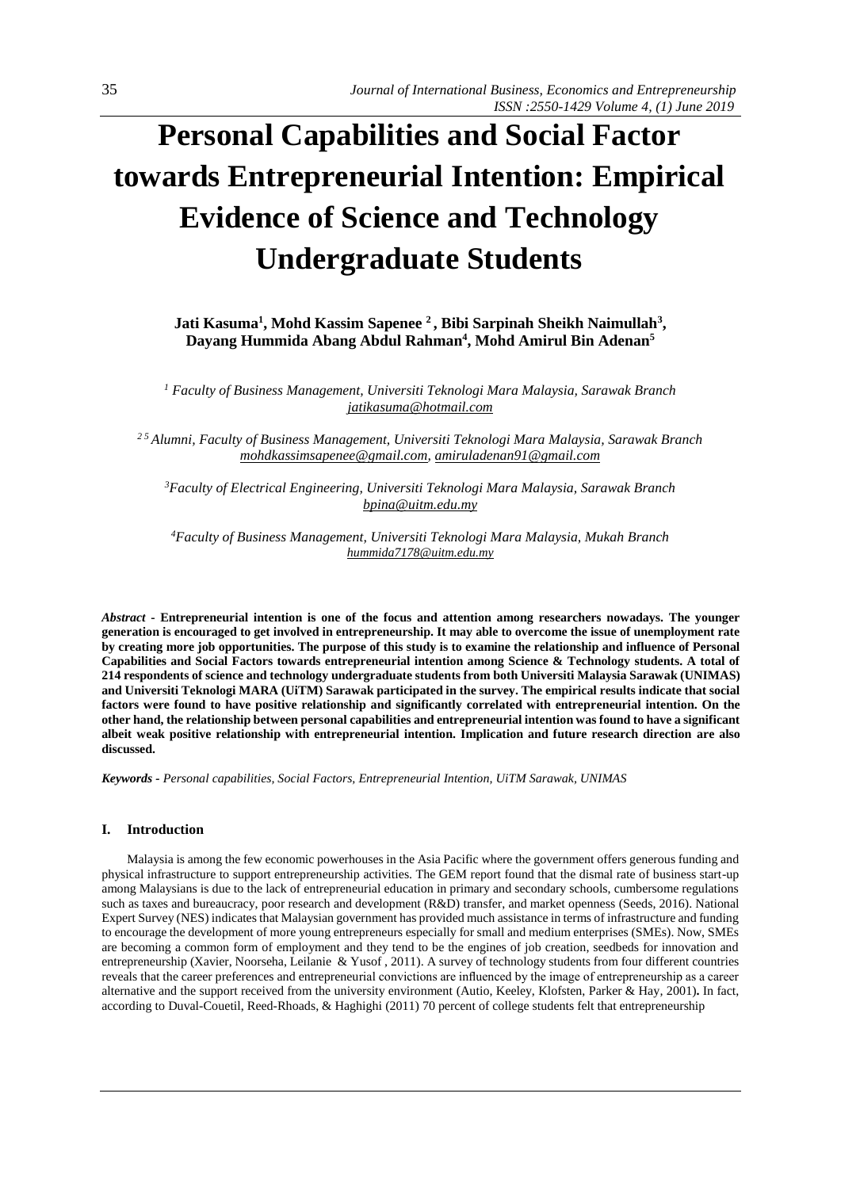# Personal Capabilities and Social Factor towards Entrepreneurial Intention: Empirical Evidence of Science and Technology Undergraduate Students

**Jati Kasuma[1], Mohd Kassim Sapenee [2], Bibi Sarpinah Sheikh Naimullah[3], Dayang Hummida Abang Abdul Rahman[4], Mohd Amirul Bin Adenan[5]**

*[1] Faculty of Business Management, Universiti Teknologi Mara Malaysia, Sarawak Branch*
*jatikasuma@hotmail.com*

*[2 5] Alumni, Faculty of Business Management, Universiti Teknologi Mara Malaysia, Sarawak Branch*
*mohdkassimsapenee@gmail.com, amiruladenan91@gmail.com*

*[3] Faculty of Electrical Engineering, Universiti Teknologi Mara Malaysia, Sarawak Branch*
*bpina@uitm.edu.my*

*[4] Faculty of Business Management, Universiti Teknologi Mara Malaysia, Mukah Branch*
*hummida7178@uitm.edu.my*

***Abstract*** - **Entrepreneurial intention is one of the focus and attention among researchers nowadays. The younger generation is encouraged to get involved in entrepreneurship. It may able to overcome the issue of unemployment rate by creating more job opportunities. The purpose of this study is to examine the relationship and influence of Personal Capabilities and Social Factors towards entrepreneurial intention among Science & Technology students. A total of 214 respondents of science and technology undergraduate students from both Universiti Malaysia Sarawak (UNIMAS) and Universiti Teknologi MARA (UiTM) Sarawak participated in the survey. The empirical results indicate that social factors were found to have positive relationship and significantly correlated with entrepreneurial intention. On the other hand, the relationship between personal capabilities and entrepreneurial intention was found to have a significant albeit weak positive relationship with entrepreneurial intention. Implication and future research direction are also discussed.**

***Keywords*** - *Personal capabilities, Social Factors, Entrepreneurial Intention, UiTM Sarawak, UNIMAS*

## I. Introduction

Malaysia is among the few economic powerhouses in the Asia Pacific where the government offers generous funding and physical infrastructure to support entrepreneurship activities. The GEM report found that the dismal rate of business start-up among Malaysians is due to the lack of entrepreneurial education in primary and secondary schools, cumbersome regulations such as taxes and bureaucracy, poor research and development (R&D) transfer, and market openness (Seeds, 2016). National Expert Survey (NES) indicates that Malaysian government has provided much assistance in terms of infrastructure and funding to encourage the development of more young entrepreneurs especially for small and medium enterprises (SMEs). Now, SMEs are becoming a common form of employment and they tend to be the engines of job creation, seedbeds for innovation and entrepreneurship (Xavier, Noorseha, Leilanie & Yusof , 2011). A survey of technology students from four different countries reveals that the career preferences and entrepreneurial convictions are influenced by the image of entrepreneurship as a career alternative and the support received from the university environment (Autio, Keeley, Klofsten, Parker & Hay, 2001). In fact, according to Duval-Couetil, Reed-Rhoads, & Haghighi (2011) 70 percent of college students felt that entrepreneurship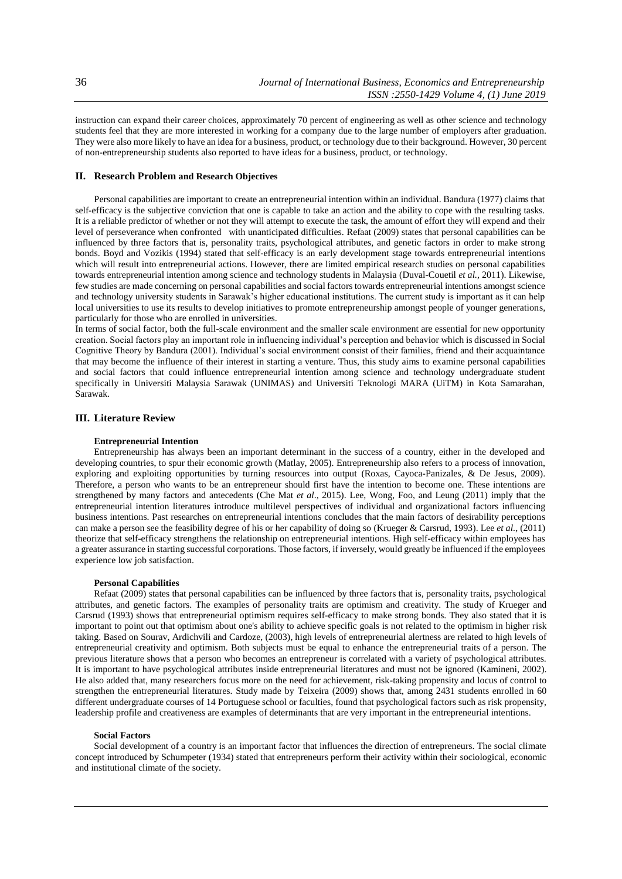instruction can expand their career choices, approximately 70 percent of engineering as well as other science and technology students feel that they are more interested in working for a company due to the large number of employers after graduation. They were also more likely to have an idea for a business, product, or technology due to their background. However, 30 percent of non-entrepreneurship students also reported to have ideas for a business, product, or technology.

## II. Research Problem and Research Objectives

Personal capabilities are important to create an entrepreneurial intention within an individual. Bandura (1977) claims that self-efficacy is the subjective conviction that one is capable to take an action and the ability to cope with the resulting tasks. It is a reliable predictor of whether or not they will attempt to execute the task, the amount of effort they will expend and their level of perseverance when confronted with unanticipated difficulties. Refaat (2009) states that personal capabilities can be influenced by three factors that is, personality traits, psychological attributes, and genetic factors in order to make strong bonds. Boyd and Vozikis (1994) stated that self-efficacy is an early development stage towards entrepreneurial intentions which will result into entrepreneurial actions. However, there are limited empirical research studies on personal capabilities towards entrepreneurial intention among science and technology students in Malaysia (Duval-Couetil *et al.*, 2011). Likewise, few studies are made concerning on personal capabilities and social factors towards entrepreneurial intentions amongst science and technology university students in Sarawak's higher educational institutions. The current study is important as it can help local universities to use its results to develop initiatives to promote entrepreneurship amongst people of younger generations, particularly for those who are enrolled in universities.

In terms of social factor, both the full-scale environment and the smaller scale environment are essential for new opportunity creation. Social factors play an important role in influencing individual's perception and behavior which is discussed in Social Cognitive Theory by Bandura (2001). Individual's social environment consist of their families, friend and their acquaintance that may become the influence of their interest in starting a venture. Thus, this study aims to examine personal capabilities and social factors that could influence entrepreneurial intention among science and technology undergraduate student specifically in Universiti Malaysia Sarawak (UNIMAS) and Universiti Teknologi MARA (UiTM) in Kota Samarahan, Sarawak.

## III. Literature Review

### Entrepreneurial Intention

Entrepreneurship has always been an important determinant in the success of a country, either in the developed and developing countries, to spur their economic growth (Matlay, 2005). Entrepreneurship also refers to a process of innovation, exploring and exploiting opportunities by turning resources into output (Roxas, Cayoca-Panizales, & De Jesus, 2009). Therefore, a person who wants to be an entrepreneur should first have the intention to become one. These intentions are strengthened by many factors and antecedents (Che Mat *et al*., 2015). Lee, Wong, Foo, and Leung (2011) imply that the entrepreneurial intention literatures introduce multilevel perspectives of individual and organizational factors influencing business intentions. Past researches on entrepreneurial intentions concludes that the main factors of desirability perceptions can make a person see the feasibility degree of his or her capability of doing so (Krueger & Carsrud, 1993). Lee *et al.*, (2011) theorize that self-efficacy strengthens the relationship on entrepreneurial intentions. High self-efficacy within employees has a greater assurance in starting successful corporations. Those factors, if inversely, would greatly be influenced if the employees experience low job satisfaction.

### Personal Capabilities

Refaat (2009) states that personal capabilities can be influenced by three factors that is, personality traits, psychological attributes, and genetic factors. The examples of personality traits are optimism and creativity. The study of Krueger and Carsrud (1993) shows that entrepreneurial optimism requires self-efficacy to make strong bonds. They also stated that it is important to point out that optimism about one's ability to achieve specific goals is not related to the optimism in higher risk taking. Based on Sourav, Ardichvili and Cardoze, (2003), high levels of entrepreneurial alertness are related to high levels of entrepreneurial creativity and optimism. Both subjects must be equal to enhance the entrepreneurial traits of a person. The previous literature shows that a person who becomes an entrepreneur is correlated with a variety of psychological attributes. It is important to have psychological attributes inside entrepreneurial literatures and must not be ignored (Kamineni, 2002). He also added that, many researchers focus more on the need for achievement, risk-taking propensity and locus of control to strengthen the entrepreneurial literatures. Study made by Teixeira (2009) shows that, among 2431 students enrolled in 60 different undergraduate courses of 14 Portuguese school or faculties, found that psychological factors such as risk propensity, leadership profile and creativeness are examples of determinants that are very important in the entrepreneurial intentions.

### Social Factors

Social development of a country is an important factor that influences the direction of entrepreneurs. The social climate concept introduced by Schumpeter (1934) stated that entrepreneurs perform their activity within their sociological, economic and institutional climate of the society.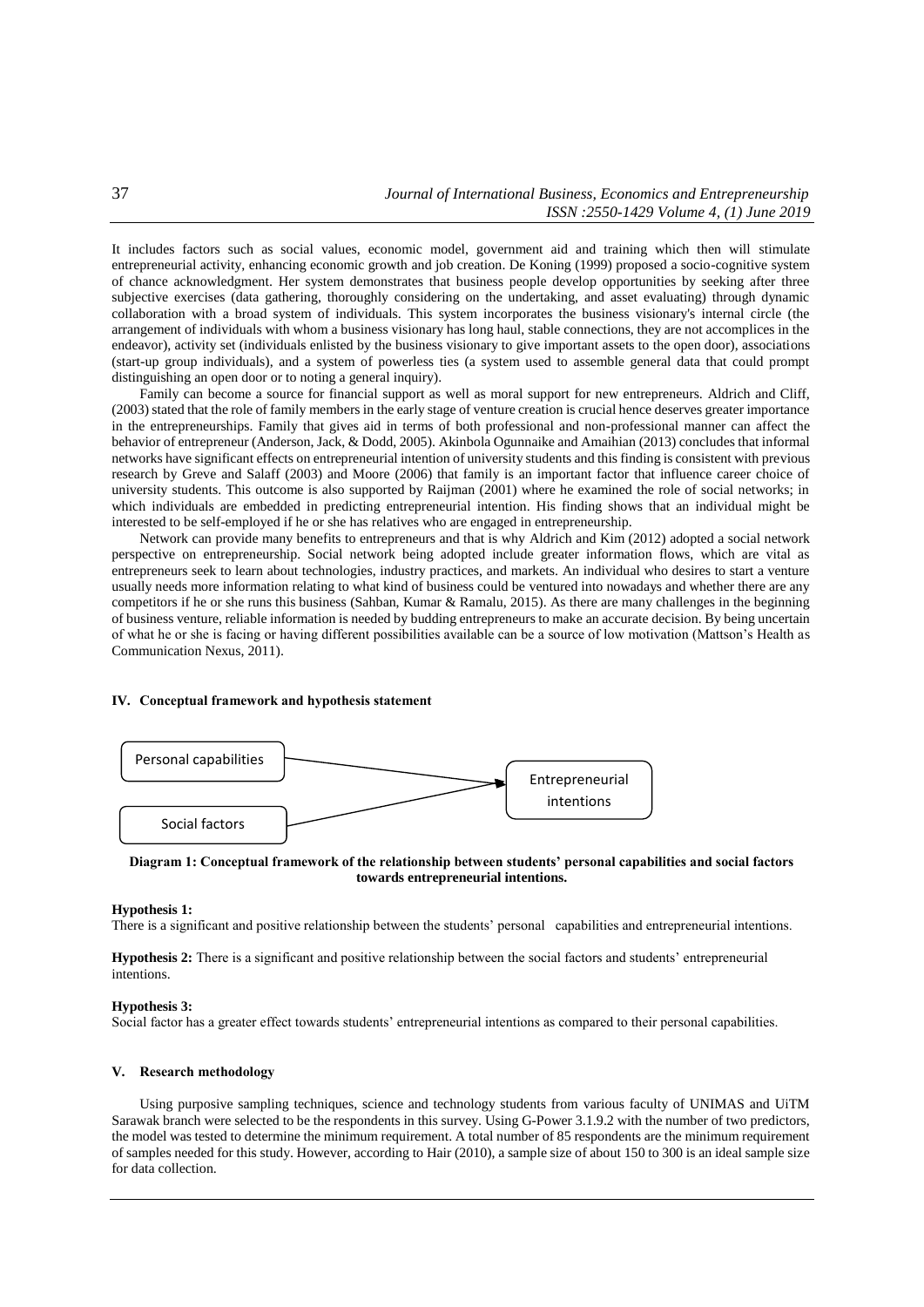It includes factors such as social values, economic model, government aid and training which then will stimulate entrepreneurial activity, enhancing economic growth and job creation. De Koning (1999) proposed a socio-cognitive system of chance acknowledgment. Her system demonstrates that business people develop opportunities by seeking after three subjective exercises (data gathering, thoroughly considering on the undertaking, and asset evaluating) through dynamic collaboration with a broad system of individuals. This system incorporates the business visionary's internal circle (the arrangement of individuals with whom a business visionary has long haul, stable connections, they are not accomplices in the endeavor), activity set (individuals enlisted by the business visionary to give important assets to the open door), associations (start-up group individuals), and a system of powerless ties (a system used to assemble general data that could prompt distinguishing an open door or to noting a general inquiry).

Family can become a source for financial support as well as moral support for new entrepreneurs. Aldrich and Cliff, (2003) stated that the role of family members in the early stage of venture creation is crucial hence deserves greater importance in the entrepreneurships. Family that gives aid in terms of both professional and non-professional manner can affect the behavior of entrepreneur (Anderson, Jack, & Dodd, 2005). Akinbola Ogunnaike and Amaihian (2013) concludes that informal networks have significant effects on entrepreneurial intention of university students and this finding is consistent with previous research by Greve and Salaff (2003) and Moore (2006) that family is an important factor that influence career choice of university students. This outcome is also supported by Raijman (2001) where he examined the role of social networks; in which individuals are embedded in predicting entrepreneurial intention. His finding shows that an individual might be interested to be self-employed if he or she has relatives who are engaged in entrepreneurship.

Network can provide many benefits to entrepreneurs and that is why Aldrich and Kim (2012) adopted a social network perspective on entrepreneurship. Social network being adopted include greater information flows, which are vital as entrepreneurs seek to learn about technologies, industry practices, and markets. An individual who desires to start a venture usually needs more information relating to what kind of business could be ventured into nowadays and whether there are any competitors if he or she runs this business (Sahban, Kumar & Ramalu, 2015). As there are many challenges in the beginning of business venture, reliable information is needed by budding entrepreneurs to make an accurate decision. By being uncertain of what he or she is facing or having different possibilities available can be a source of low motivation (Mattson's Health as Communication Nexus, 2011).

## IV. Conceptual framework and hypothesis statement

Personal capabilities → Entrepreneurial intentions

Social factors → Entrepreneurial intentions

**Diagram 1: Conceptual framework of the relationship between students' personal capabilities and social factors towards entrepreneurial intentions.**

**Hypothesis 1:**
There is a significant and positive relationship between the students' personal capabilities and entrepreneurial intentions.

**Hypothesis 2:** There is a significant and positive relationship between the social factors and students' entrepreneurial intentions.

**Hypothesis 3:**
Social factor has a greater effect towards students' entrepreneurial intentions as compared to their personal capabilities.

## V. Research methodology

Using purposive sampling techniques, science and technology students from various faculty of UNIMAS and UiTM Sarawak branch were selected to be the respondents in this survey. Using G-Power 3.1.9.2 with the number of two predictors, the model was tested to determine the minimum requirement. A total number of 85 respondents are the minimum requirement of samples needed for this study. However, according to Hair (2010), a sample size of about 150 to 300 is an ideal sample size for data collection.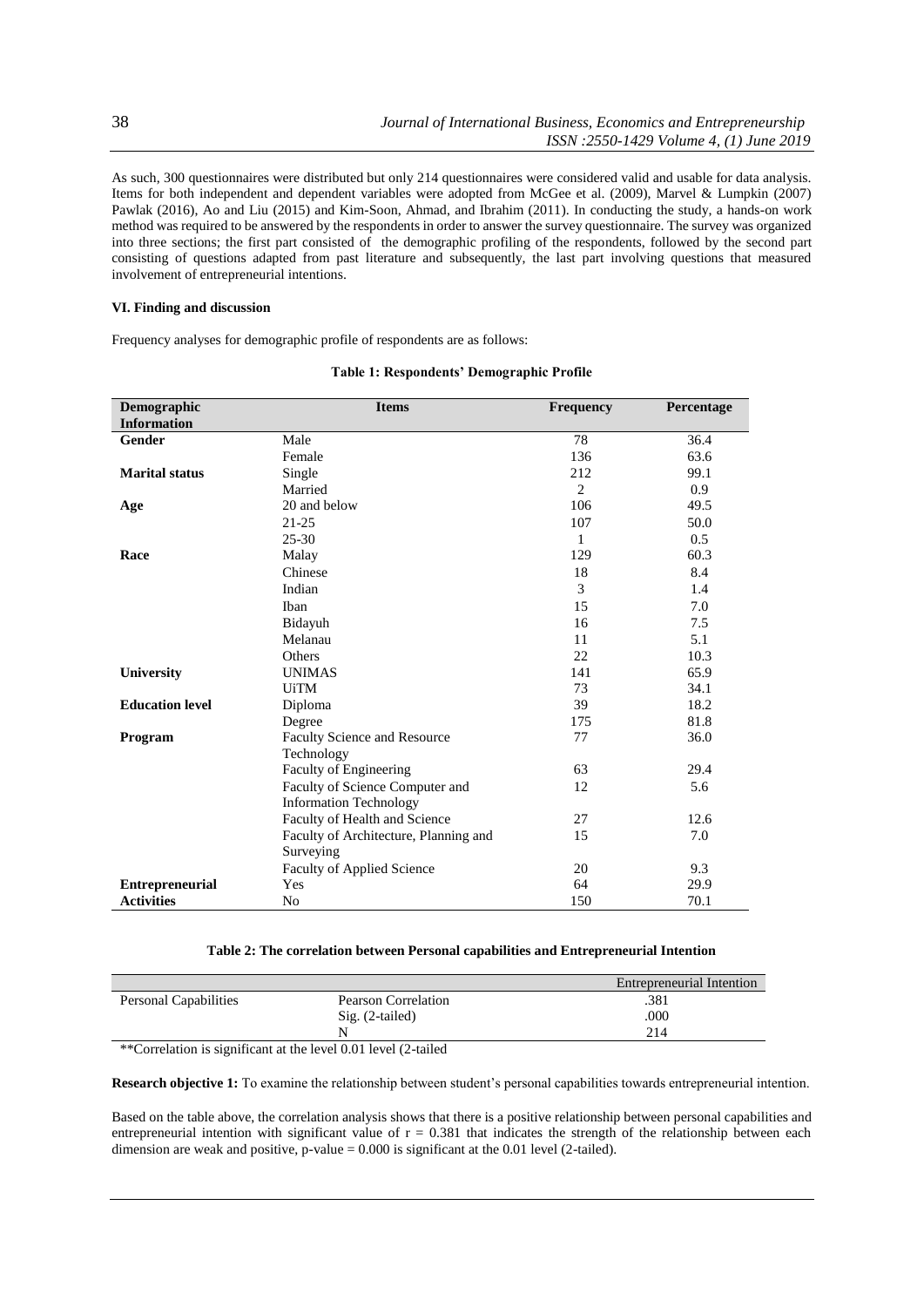As such, 300 questionnaires were distributed but only 214 questionnaires were considered valid and usable for data analysis. Items for both independent and dependent variables were adopted from McGee et al. (2009), Marvel & Lumpkin (2007) Pawlak (2016), Ao and Liu (2015) and Kim-Soon, Ahmad, and Ibrahim (2011). In conducting the study, a hands-on work method was required to be answered by the respondents in order to answer the survey questionnaire. The survey was organized into three sections; the first part consisted of the demographic profiling of the respondents, followed by the second part consisting of questions adapted from past literature and subsequently, the last part involving questions that measured involvement of entrepreneurial intentions.

### VI. Finding and discussion

Frequency analyses for demographic profile of respondents are as follows:

**Table 1: Respondents' Demographic Profile**

| Demographic Information | Items | Frequency | Percentage |
|---|---|---|---|
| **Gender** | Male | 78 | 36.4 |
| | Female | 136 | 63.6 |
| **Marital status** | Single | 212 | 99.1 |
| | Married | 2 | 0.9 |
| **Age** | 20 and below | 106 | 49.5 |
| | 21-25 | 107 | 50.0 |
| | 25-30 | 1 | 0.5 |
| **Race** | Malay | 129 | 60.3 |
| | Chinese | 18 | 8.4 |
| | Indian | 3 | 1.4 |
| | Iban | 15 | 7.0 |
| | Bidayuh | 16 | 7.5 |
| | Melanau | 11 | 5.1 |
| | Others | 22 | 10.3 |
| **University** | UNIMAS | 141 | 65.9 |
| | UiTM | 73 | 34.1 |
| **Education level** | Diploma | 39 | 18.2 |
| | Degree | 175 | 81.8 |
| **Program** | Faculty Science and Resource Technology | 77 | 36.0 |
| | Faculty of Engineering | 63 | 29.4 |
| | Faculty of Science Computer and Information Technology | 12 | 5.6 |
| | Faculty of Health and Science | 27 | 12.6 |
| | Faculty of Architecture, Planning and Surveying | 15 | 7.0 |
| | Faculty of Applied Science | 20 | 9.3 |
| **Entrepreneurial Activities** | Yes | 64 | 29.9 |
| | No | 150 | 70.1 |

**Table 2: The correlation between Personal capabilities and Entrepreneurial Intention**

| | | Entrepreneurial Intention |
|---|---|---|
| Personal Capabilities | Pearson Correlation | .381 |
| | Sig. (2-tailed) | .000 |
| | N | 214 |

**Correlation is significant at the level 0.01 level (2-tailed)

**Research objective 1:** To examine the relationship between student's personal capabilities towards entrepreneurial intention.

Based on the table above, the correlation analysis shows that there is a positive relationship between personal capabilities and entrepreneurial intention with significant value of $r = 0.381$ that indicates the strength of the relationship between each dimension are weak and positive, p-value = 0.000 is significant at the 0.01 level (2-tailed).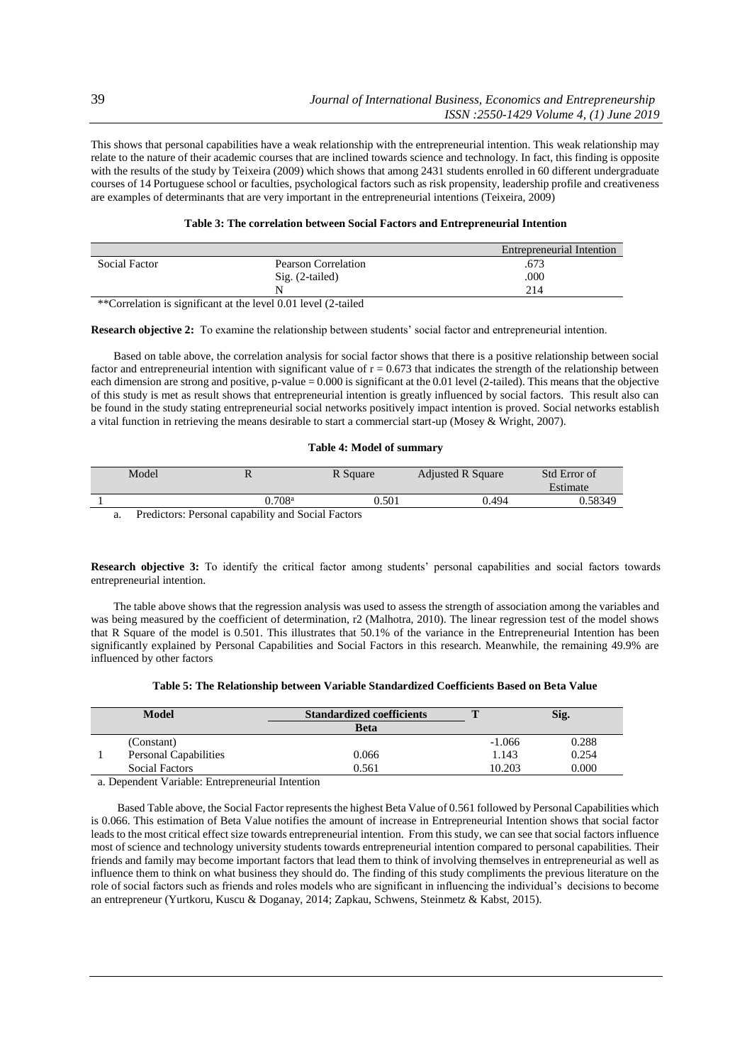This shows that personal capabilities have a weak relationship with the entrepreneurial intention. This weak relationship may relate to the nature of their academic courses that are inclined towards science and technology. In fact, this finding is opposite with the results of the study by Teixeira (2009) which shows that among 2431 students enrolled in 60 different undergraduate courses of 14 Portuguese school or faculties, psychological factors such as risk propensity, leadership profile and creativeness are examples of determinants that are very important in the entrepreneurial intentions (Teixeira, 2009)

**Table 3: The correlation between Social Factors and Entrepreneurial Intention**

| | | Entrepreneurial Intention |
|---|---|---|
| Social Factor | Pearson Correlation | .673 |
| | Sig. (2-tailed) | .000 |
| | N | 214 |

**Correlation is significant at the level 0.01 level (2-tailed

**Research objective 2:** To examine the relationship between students' social factor and entrepreneurial intention.

Based on table above, the correlation analysis for social factor shows that there is a positive relationship between social factor and entrepreneurial intention with significant value of $r = 0.673$ that indicates the strength of the relationship between each dimension are strong and positive, p-value = 0.000 is significant at the 0.01 level (2-tailed). This means that the objective of this study is met as result shows that entrepreneurial intention is greatly influenced by social factors. This result also can be found in the study stating entrepreneurial social networks positively impact intention is proved. Social networks establish a vital function in retrieving the means desirable to start a commercial start-up (Mosey & Wright, 2007).

**Table 4: Model of summary**

| Model | R | R Square | Adjusted R Square | Std Error of Estimate |
|---|---|---|---|---|
| 1 | 0.708[a] | 0.501 | 0.494 | 0.58349 |

a. Predictors: Personal capability and Social Factors

**Research objective 3:** To identify the critical factor among students' personal capabilities and social factors towards entrepreneurial intention.

The table above shows that the regression analysis was used to assess the strength of association among the variables and was being measured by the coefficient of determination, $r^2$ (Malhotra, 2010). The linear regression test of the model shows that R Square of the model is 0.501. This illustrates that 50.1% of the variance in the Entrepreneurial Intention has been significantly explained by Personal Capabilities and Social Factors in this research. Meanwhile, the remaining 49.9% are influenced by other factors

**Table 5: The Relationship between Variable Standardized Coefficients Based on Beta Value**

| | Model | Standardized coefficients | T | Sig. |
|---|---|---|---|---|
| | | **Beta** | | |
| 1 | (Constant) | | -1.066 | 0.288 |
| | Personal Capabilities | 0.066 | 1.143 | 0.254 |
| | Social Factors | 0.561 | 10.203 | 0.000 |

a. Dependent Variable: Entrepreneurial Intention

Based Table above, the Social Factor represents the highest Beta Value of 0.561 followed by Personal Capabilities which is 0.066. This estimation of Beta Value notifies the amount of increase in Entrepreneurial Intention shows that social factor leads to the most critical effect size towards entrepreneurial intention. From this study, we can see that social factors influence most of science and technology university students towards entrepreneurial intention compared to personal capabilities. Their friends and family may become important factors that lead them to think of involving themselves in entrepreneurial as well as influence them to think on what business they should do. The finding of this study compliments the previous literature on the role of social factors such as friends and roles models who are significant in influencing the individual's decisions to become an entrepreneur (Yurtkoru, Kuscu & Doganay, 2014; Zapkau, Schwens, Steinmetz & Kabst, 2015).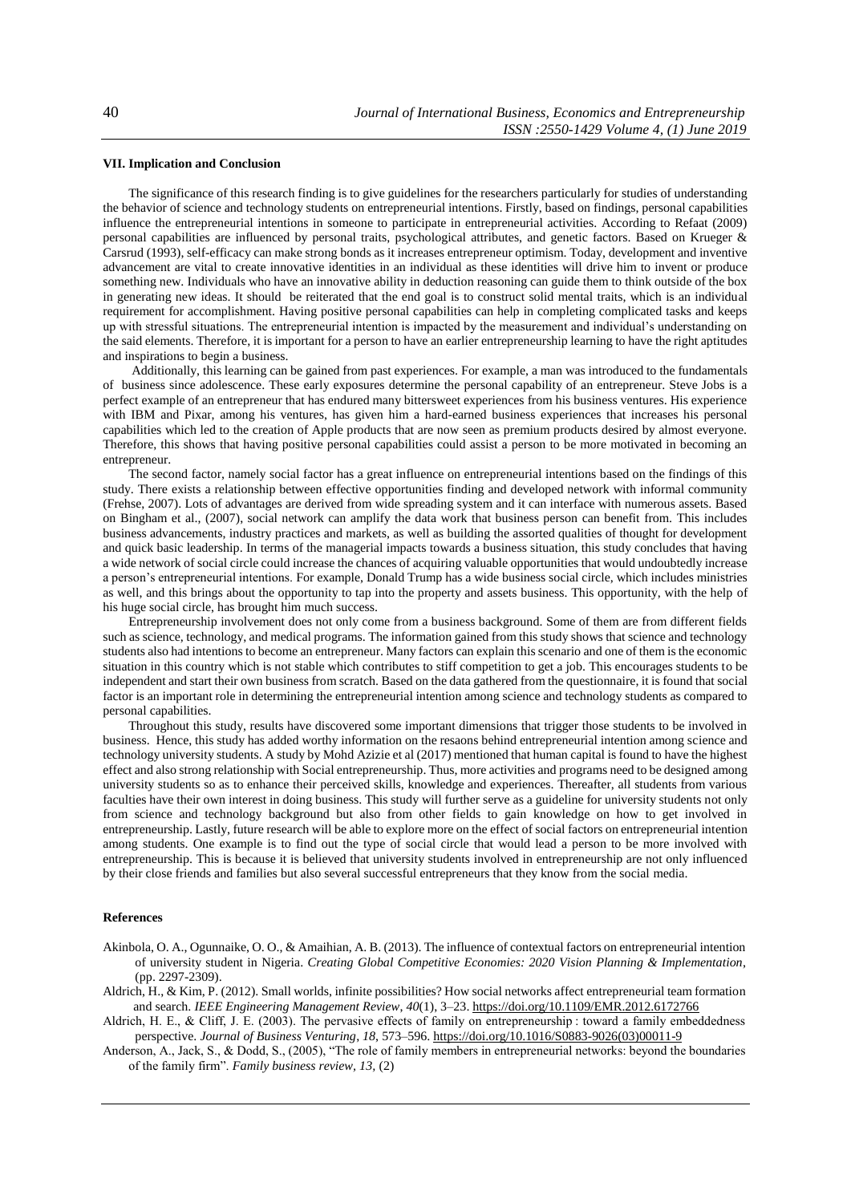### VII. Implication and Conclusion

The significance of this research finding is to give guidelines for the researchers particularly for studies of understanding the behavior of science and technology students on entrepreneurial intentions. Firstly, based on findings, personal capabilities influence the entrepreneurial intentions in someone to participate in entrepreneurial activities. According to Refaat (2009) personal capabilities are influenced by personal traits, psychological attributes, and genetic factors. Based on Krueger & Carsrud (1993), self-efficacy can make strong bonds as it increases entrepreneur optimism. Today, development and inventive advancement are vital to create innovative identities in an individual as these identities will drive him to invent or produce something new. Individuals who have an innovative ability in deduction reasoning can guide them to think outside of the box in generating new ideas. It should be reiterated that the end goal is to construct solid mental traits, which is an individual requirement for accomplishment. Having positive personal capabilities can help in completing complicated tasks and keeps up with stressful situations. The entrepreneurial intention is impacted by the measurement and individual's understanding on the said elements. Therefore, it is important for a person to have an earlier entrepreneurship learning to have the right aptitudes and inspirations to begin a business.

Additionally, this learning can be gained from past experiences. For example, a man was introduced to the fundamentals of business since adolescence. These early exposures determine the personal capability of an entrepreneur. Steve Jobs is a perfect example of an entrepreneur that has endured many bittersweet experiences from his business ventures. His experience with IBM and Pixar, among his ventures, has given him a hard-earned business experiences that increases his personal capabilities which led to the creation of Apple products that are now seen as premium products desired by almost everyone. Therefore, this shows that having positive personal capabilities could assist a person to be more motivated in becoming an entrepreneur.

The second factor, namely social factor has a great influence on entrepreneurial intentions based on the findings of this study. There exists a relationship between effective opportunities finding and developed network with informal community (Frehse, 2007). Lots of advantages are derived from wide spreading system and it can interface with numerous assets. Based on Bingham et al., (2007), social network can amplify the data work that business person can benefit from. This includes business advancements, industry practices and markets, as well as building the assorted qualities of thought for development and quick basic leadership. In terms of the managerial impacts towards a business situation, this study concludes that having a wide network of social circle could increase the chances of acquiring valuable opportunities that would undoubtedly increase a person's entrepreneurial intentions. For example, Donald Trump has a wide business social circle, which includes ministries as well, and this brings about the opportunity to tap into the property and assets business. This opportunity, with the help of his huge social circle, has brought him much success.

Entrepreneurship involvement does not only come from a business background. Some of them are from different fields such as science, technology, and medical programs. The information gained from this study shows that science and technology students also had intentions to become an entrepreneur. Many factors can explain this scenario and one of them is the economic situation in this country which is not stable which contributes to stiff competition to get a job. This encourages students to be independent and start their own business from scratch. Based on the data gathered from the questionnaire, it is found that social factor is an important role in determining the entrepreneurial intention among science and technology students as compared to personal capabilities.

Throughout this study, results have discovered some important dimensions that trigger those students to be involved in business. Hence, this study has added worthy information on the resaons behind entrepreneurial intention among science and technology university students. A study by Mohd Azizie et al (2017) mentioned that human capital is found to have the highest effect and also strong relationship with Social entrepreneurship. Thus, more activities and programs need to be designed among university students so as to enhance their perceived skills, knowledge and experiences. Thereafter, all students from various faculties have their own interest in doing business. This study will further serve as a guideline for university students not only from science and technology background but also from other fields to gain knowledge on how to get involved in entrepreneurship. Lastly, future research will be able to explore more on the effect of social factors on entrepreneurial intention among students. One example is to find out the type of social circle that would lead a person to be more involved with entrepreneurship. This is because it is believed that university students involved in entrepreneurship are not only influenced by their close friends and families but also several successful entrepreneurs that they know from the social media.

### References

Akinbola, O. A., Ogunnaike, O. O., & Amaihian, A. B. (2013). The influence of contextual factors on entrepreneurial intention of university student in Nigeria. *Creating Global Competitive Economies: 2020 Vision Planning & Implementation*, (pp. 2297-2309).

Aldrich, H., & Kim, P. (2012). Small worlds, infinite possibilities? How social networks affect entrepreneurial team formation and search. *IEEE Engineering Management Review*, *40*(1), 3–23. https://doi.org/10.1109/EMR.2012.6172766

Aldrich, H. E., & Cliff, J. E. (2003). The pervasive effects of family on entrepreneurship : toward a family embeddedness perspective. *Journal of Business Venturing*, *18*, 573–596. https://doi.org/10.1016/S0883-9026(03)00011-9

Anderson, A., Jack, S., & Dodd, S., (2005), "The role of family members in entrepreneurial networks: beyond the boundaries of the family firm". *Family business review, 13*, (2)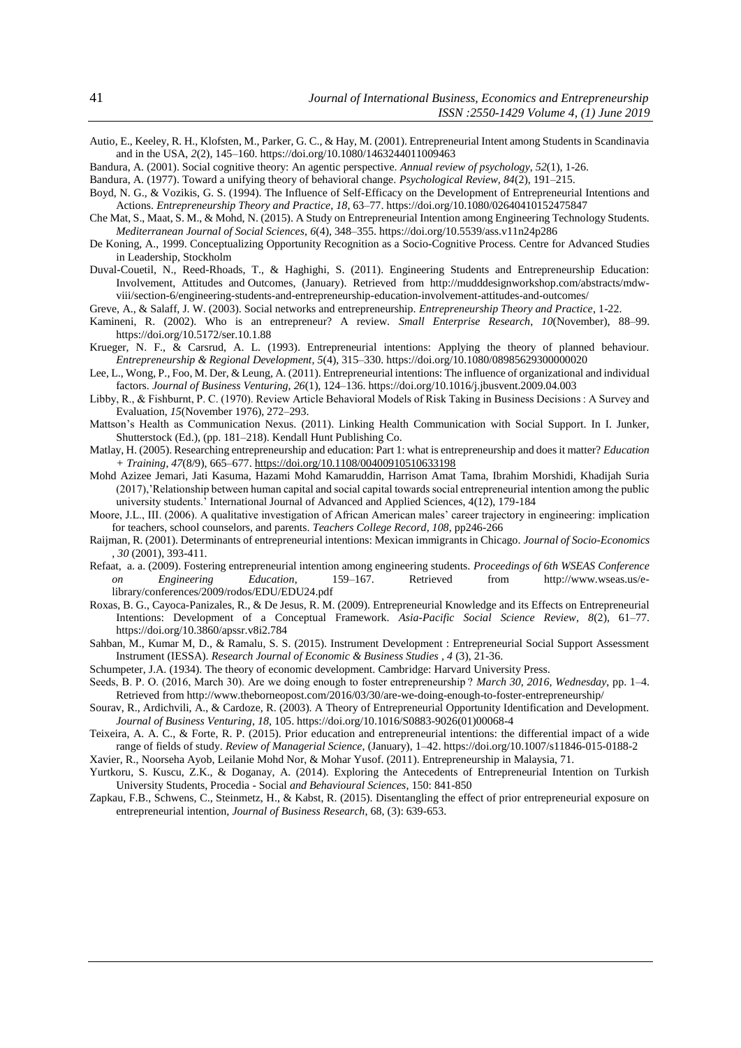Autio, E., Keeley, R. H., Klofsten, M., Parker, G. C., & Hay, M. (2001). Entrepreneurial Intent among Students in Scandinavia and in the USA, *2*(2), 145–160. https://doi.org/10.1080/1463244011009463

Bandura, A. (2001). Social cognitive theory: An agentic perspective. *Annual review of psychology*, *52*(1), 1-26.

Bandura, A. (1977). Toward a unifying theory of behavioral change. *Psychological Review, 84*(2), 191–215.

Boyd, N. G., & Vozikis, G. S. (1994). The Influence of Self-Efficacy on the Development of Entrepreneurial Intentions and Actions. *Entrepreneurship Theory and Practice*, *18*, 63–77. https://doi.org/10.1080/02640410152475847

Che Mat, S., Maat, S. M., & Mohd, N. (2015). A Study on Entrepreneurial Intention among Engineering Technology Students. *Mediterranean Journal of Social Sciences*, *6*(4), 348–355. https://doi.org/10.5539/ass.v11n24p286

De Koning, A., 1999. Conceptualizing Opportunity Recognition as a Socio-Cognitive Process. Centre for Advanced Studies in Leadership, Stockholm

Duval-Couetil, N., Reed-Rhoads, T., & Haghighi, S. (2011). Engineering Students and Entrepreneurship Education: Involvement, Attitudes and Outcomes, (January). Retrieved from http://mudddesignworkshop.com/abstracts/mdw-viii/section-6/engineering-students-and-entrepreneurship-education-involvement-attitudes-and-outcomes/

Greve, A., & Salaff, J. W. (2003). Social networks and entrepreneurship. *Entrepreneurship Theory and Practice*, 1-22.

Kamineni, R. (2002). Who is an entrepreneur? A review. *Small Enterprise Research*, *10*(November), 88–99. https://doi.org/10.5172/ser.10.1.88

Krueger, N. F., & Carsrud, A. L. (1993). Entrepreneurial intentions: Applying the theory of planned behaviour. *Entrepreneurship & Regional Development*, *5*(4), 315–330. https://doi.org/10.1080/08985629300000020

Lee, L., Wong, P., Foo, M. Der, & Leung, A. (2011). Entrepreneurial intentions: The influence of organizational and individual factors. *Journal of Business Venturing*, *26*(1), 124–136. https://doi.org/10.1016/j.jbusvent.2009.04.003

Libby, R., & Fishburnt, P. C. (1970). Review Article Behavioral Models of Risk Taking in Business Decisions : A Survey and Evaluation, *15*(November 1976), 272–293.

Mattson's Health as Communication Nexus. (2011). Linking Health Communication with Social Support. In I. Junker, Shutterstock (Ed.), (pp. 181–218). Kendall Hunt Publishing Co.

Matlay, H. (2005). Researching entrepreneurship and education: Part 1: what is entrepreneurship and does it matter? *Education + Training*, *47*(8/9), 665–677. https://doi.org/10.1108/00400910510633198

Mohd Azizee Jemari, Jati Kasuma, Hazami Mohd Kamaruddin, Harrison Amat Tama, Ibrahim Morshidi, Khadijah Suria (2017),'Relationship between human capital and social capital towards social entrepreneurial intention among the public university students.' International Journal of Advanced and Applied Sciences, 4(12), 179-184

Moore, J.L., III. (2006). A qualitative investigation of African American males' career trajectory in engineering: implication for teachers, school counselors, and parents. *Teachers College Record, 108,* pp246-266

Raijman, R. (2001). Determinants of entrepreneurial intentions: Mexican immigrants in Chicago. *Journal of Socio-Economics , 30* (2001), 393-411.

Refaat, a. a. (2009). Fostering entrepreneurial intention among engineering students. *Proceedings of 6th WSEAS Conference on Engineering Education*, 159–167. Retrieved from http://www.wseas.us/e-library/conferences/2009/rodos/EDU/EDU24.pdf

Roxas, B. G., Cayoca-Panizales, R., & De Jesus, R. M. (2009). Entrepreneurial Knowledge and its Effects on Entrepreneurial Intentions: Development of a Conceptual Framework. *Asia-Pacific Social Science Review*, *8*(2), 61–77. https://doi.org/10.3860/apssr.v8i2.784

Sahban, M., Kumar M, D., & Ramalu, S. S. (2015). Instrument Development : Entrepreneurial Social Support Assessment Instrument (IESSA). *Research Journal of Economic & Business Studies* , *4* (3), 21-36.

Schumpeter, J.A. (1934). The theory of economic development. Cambridge: Harvard University Press.

Seeds, B. P. O. (2016, March 30). Are we doing enough to foster entrepreneurship ? *March 30, 2016, Wednesday*, pp. 1–4. Retrieved from http://www.theborneopost.com/2016/03/30/are-we-doing-enough-to-foster-entrepreneurship/

Sourav, R., Ardichvili, A., & Cardoze, R. (2003). A Theory of Entrepreneurial Opportunity Identification and Development. *Journal of Business Venturing*, *18*, 105. https://doi.org/10.1016/S0883-9026(01)00068-4

Teixeira, A. A. C., & Forte, R. P. (2015). Prior education and entrepreneurial intentions: the differential impact of a wide range of fields of study. *Review of Managerial Science*, (January), 1–42. https://doi.org/10.1007/s11846-015-0188-2

Xavier, R., Noorseha Ayob, Leilanie Mohd Nor, & Mohar Yusof. (2011). Entrepreneurship in Malaysia, 71.

Yurtkoru, S. Kuscu, Z.K., & Doganay, A. (2014). Exploring the Antecedents of Entrepreneurial Intention on Turkish University Students, Procedia - Social *and Behavioural Sciences*, 150: 841-850

Zapkau, F.B., Schwens, C., Steinmetz, H., & Kabst, R. (2015). Disentangling the effect of prior entrepreneurial exposure on entrepreneurial intention, *Journal of Business Research*, 68, (3): 639-653.